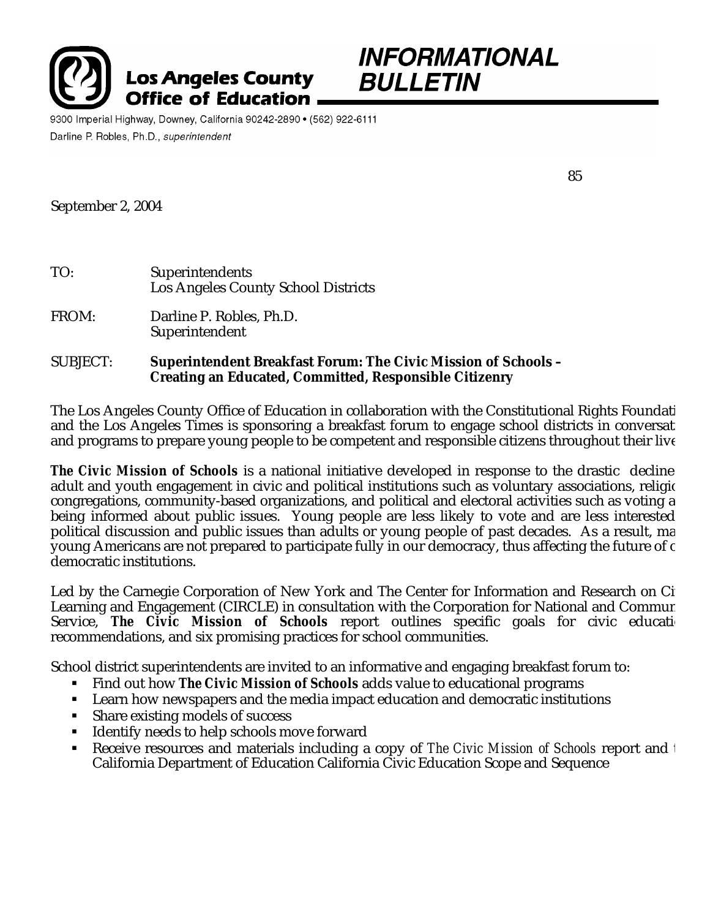**Los Angeles County Office of Education**

# INFORMATIONAL BULLETIN

9300 Imperial Highway, Downey, California 90242-2890 • (562) 922-6111

Darline P. Robles, Ph.D., *superintendent*

85

September 2, 2004

TO: Superintendents
Los Angeles County School Districts

FROM: Darline P. Robles, Ph.D.
Superintendent

SUBJECT: **Superintendent Breakfast Forum: The Civic Mission of Schools – Creating an Educated, Committed, Responsible Citizenry**

The Los Angeles County Office of Education in collaboration with the Constitutional Rights Foundati and the Los Angeles Times is sponsoring a breakfast forum to engage school districts in conversat and programs to prepare young people to be competent and responsible citizens throughout their live

**The Civic Mission of Schools** is a national initiative developed in response to the drastic decline adult and youth engagement in civic and political institutions such as voluntary associations, religio congregations, community-based organizations, and political and electoral activities such as voting a being informed about public issues. Young people are less likely to vote and are less interested political discussion and public issues than adults or young people of past decades. As a result, ma young Americans are not prepared to participate fully in our democracy, thus affecting the future of c democratic institutions.

Led by the Carnegie Corporation of New York and The Center for Information and Research on Ci Learning and Engagement (CIRCLE) in consultation with the Corporation for National and Commur Service, **The Civic Mission of Schools** report outlines specific goals for civic educati recommendations, and six promising practices for school communities.

School district superintendents are invited to an informative and engaging breakfast forum to:

- Find out how **The Civic Mission of Schools** adds value to educational programs
- Learn how newspapers and the media impact education and democratic institutions
- Share existing models of success
- Identify needs to help schools move forward
- Receive resources and materials including a copy of *The Civic Mission of Schools* report and t California Department of Education California Civic Education Scope and Sequence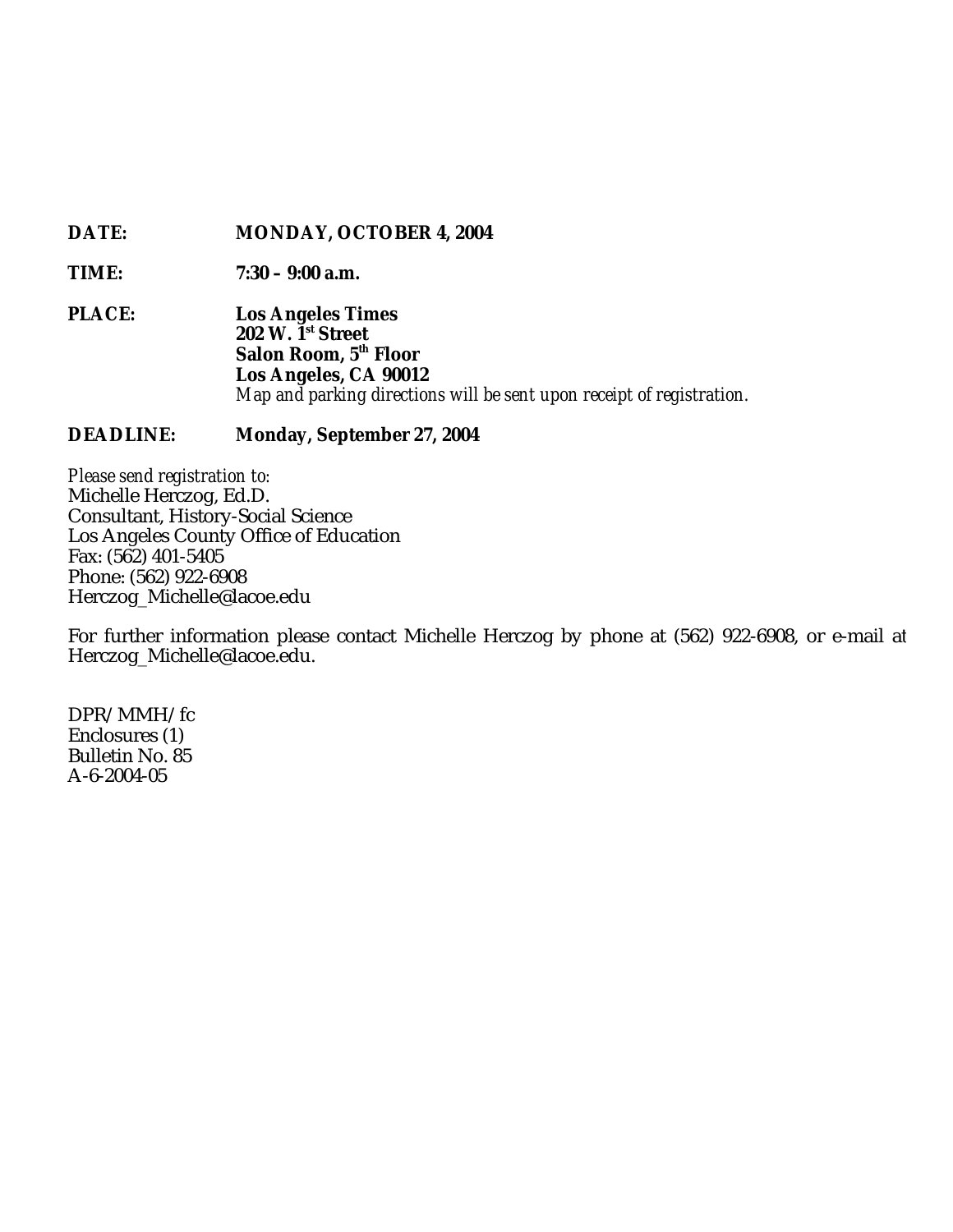**DATE:** **MONDAY, OCTOBER 4, 2004**

**TIME:** **7:30 – 9:00 a.m.**

**PLACE:** **Los Angeles Times**
**202 W. 1st Street**
**Salon Room, 5th Floor**
**Los Angeles, CA 90012**
*Map and parking directions will be sent upon receipt of registration.*

**DEADLINE:** **Monday, September 27, 2004**

*Please send registration to:*
Michelle Herczog, Ed.D.
Consultant, History-Social Science
Los Angeles County Office of Education
Fax: (562) 401-5405
Phone: (562) 922-6908
Herczog_Michelle@lacoe.edu

For further information please contact Michelle Herczog by phone at (562) 922-6908, or e-mail at Herczog_Michelle@lacoe.edu.

DPR/MMH/fc
Enclosures (1)
Bulletin No. 85
A-6-2004-05